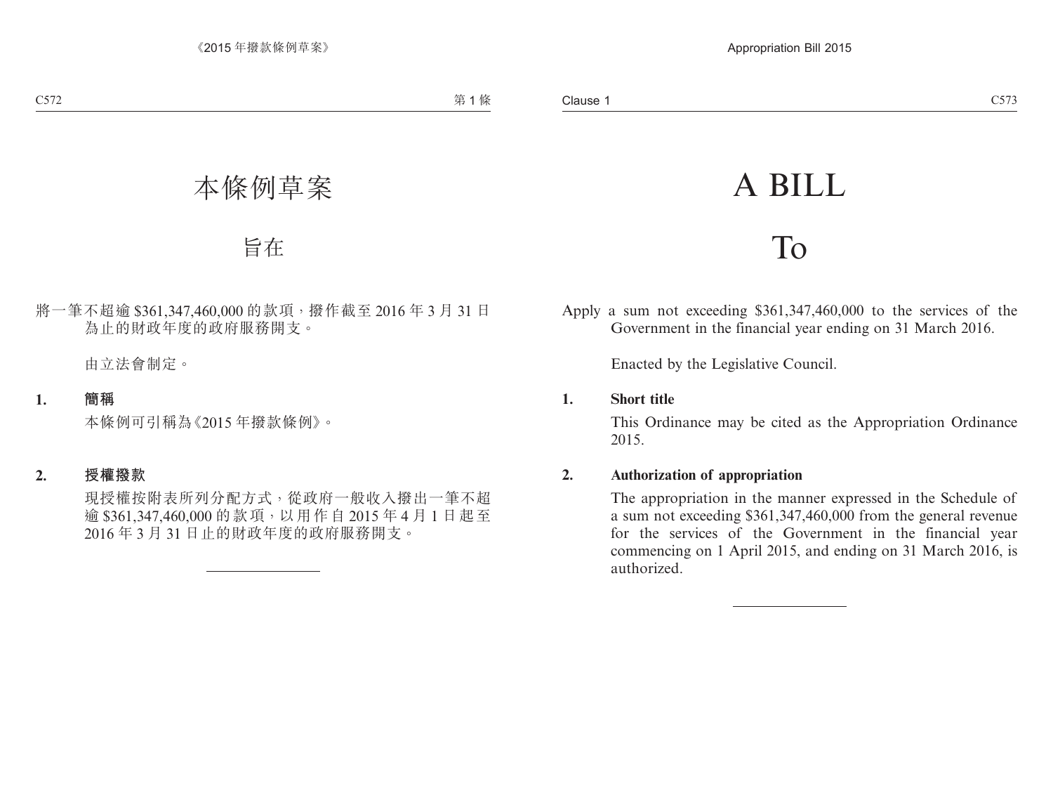# 本條例草案

## 旨在

將一筆不超逾 $361,347,460,000 的款項，撥作截至 2016 年 3 月 31 日為止的財政年度的政府服務開支。

由立法會制定。

**1. 簡稱**

本條例可引稱為《2015 年撥款條例》。

**2. 授權撥款**

現授權按附表所列分配方式，從政府一般收入撥出一筆不超逾 $361,347,460,000 的款項，以用作自 2015 年 4 月 1 日起至 2016 年 3 月 31 日止的財政年度的政府服務開支。

---

# A BILL

## To

Apply a sum not exceeding $361,347,460,000 to the services of the Government in the financial year ending on 31 March 2016.

Enacted by the Legislative Council.

**1. Short title**

This Ordinance may be cited as the Appropriation Ordinance 2015.

**2. Authorization of appropriation**

The appropriation in the manner expressed in the Schedule of a sum not exceeding $361,347,460,000 from the general revenue for the services of the Government in the financial year commencing on 1 April 2015, and ending on 31 March 2016, is authorized.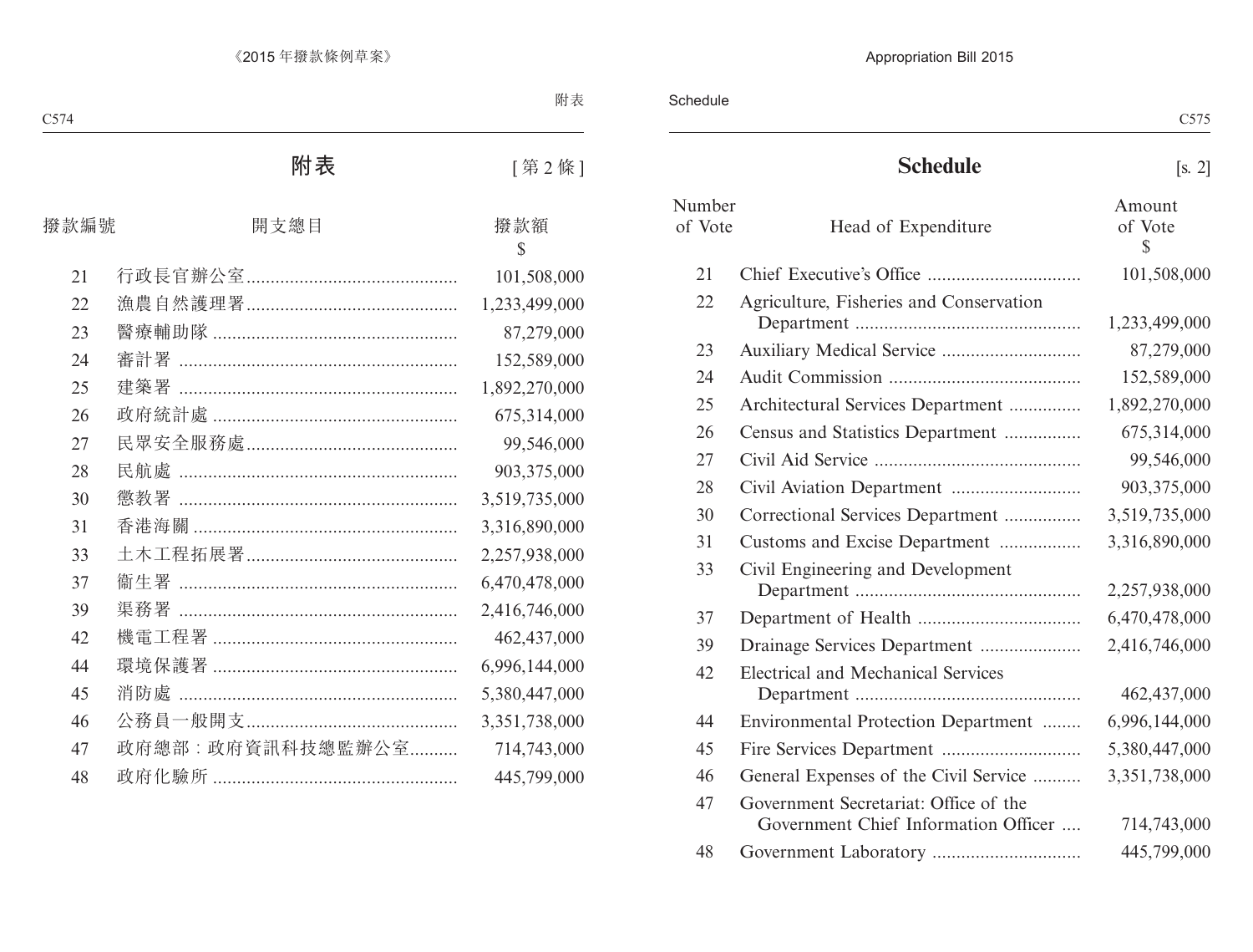# 附表

[第 2 條]

| 撥款編號 | 開支總目 | 撥款額 $ |
|---|---|---|
| 21 | 行政長官辦公室 | 101,508,000 |
| 22 | 漁農自然護理署 | 1,233,499,000 |
| 23 | 醫療輔助隊 | 87,279,000 |
| 24 | 審計署 | 152,589,000 |
| 25 | 建築署 | 1,892,270,000 |
| 26 | 政府統計處 | 675,314,000 |
| 27 | 民眾安全服務處 | 99,546,000 |
| 28 | 民航處 | 903,375,000 |
| 30 | 懲教署 | 3,519,735,000 |
| 31 | 香港海關 | 3,316,890,000 |
| 33 | 土木工程拓展署 | 2,257,938,000 |
| 37 | 衞生署 | 6,470,478,000 |
| 39 | 渠務署 | 2,416,746,000 |
| 42 | 機電工程署 | 462,437,000 |
| 44 | 環境保護署 | 6,996,144,000 |
| 45 | 消防處 | 5,380,447,000 |
| 46 | 公務員一般開支 | 3,351,738,000 |
| 47 | 政府總部：政府資訊科技總監辦公室 | 714,743,000 |
| 48 | 政府化驗所 | 445,799,000 |

# Schedule

[s. 2]

| Number of Vote | Head of Expenditure | Amount of Vote $ |
|---|---|---|
| 21 | Chief Executive's Office | 101,508,000 |
| 22 | Agriculture, Fisheries and Conservation Department | 1,233,499,000 |
| 23 | Auxiliary Medical Service | 87,279,000 |
| 24 | Audit Commission | 152,589,000 |
| 25 | Architectural Services Department | 1,892,270,000 |
| 26 | Census and Statistics Department | 675,314,000 |
| 27 | Civil Aid Service | 99,546,000 |
| 28 | Civil Aviation Department | 903,375,000 |
| 30 | Correctional Services Department | 3,519,735,000 |
| 31 | Customs and Excise Department | 3,316,890,000 |
| 33 | Civil Engineering and Development Department | 2,257,938,000 |
| 37 | Department of Health | 6,470,478,000 |
| 39 | Drainage Services Department | 2,416,746,000 |
| 42 | Electrical and Mechanical Services Department | 462,437,000 |
| 44 | Environmental Protection Department | 6,996,144,000 |
| 45 | Fire Services Department | 5,380,447,000 |
| 46 | General Expenses of the Civil Service | 3,351,738,000 |
| 47 | Government Secretariat: Office of the Government Chief Information Officer | 714,743,000 |
| 48 | Government Laboratory | 445,799,000 |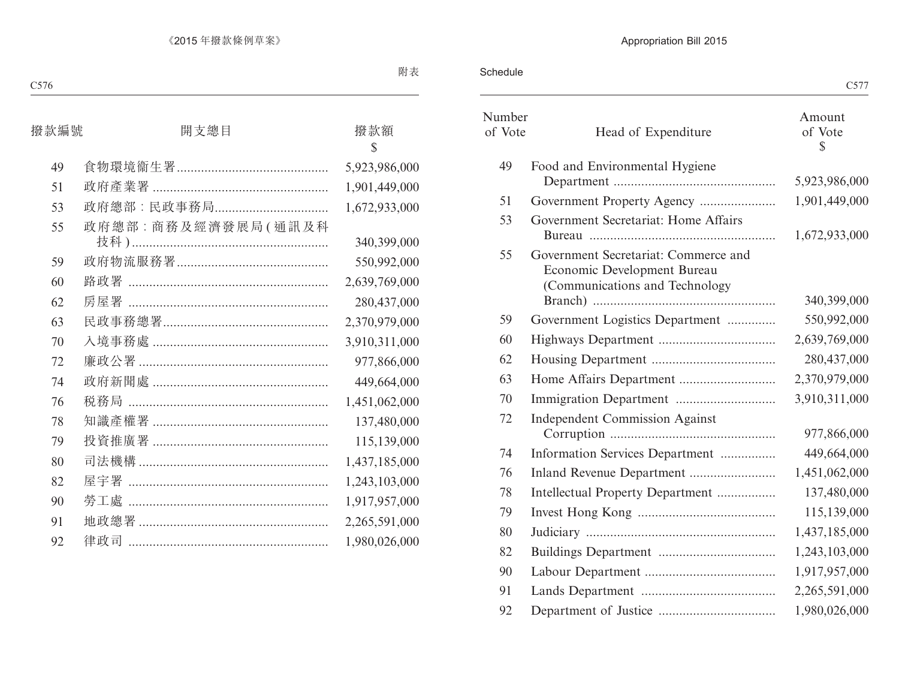附表

| 撥款編號 | 開支總目 | 撥款額 $ |
| --- | --- | --- |
| 49 | 食物環境衞生署 | 5,923,986,000 |
| 51 | 政府產業署 | 1,901,449,000 |
| 53 | 政府總部：民政事務局 | 1,672,933,000 |
| 55 | 政府總部：商務及經濟發展局(通訊及科技科) | 340,399,000 |
| 59 | 政府物流服務署 | 550,992,000 |
| 60 | 路政署 | 2,639,769,000 |
| 62 | 房屋署 | 280,437,000 |
| 63 | 民政事務總署 | 2,370,979,000 |
| 70 | 入境事務處 | 3,910,311,000 |
| 72 | 廉政公署 | 977,866,000 |
| 74 | 政府新聞處 | 449,664,000 |
| 76 | 稅務局 | 1,451,062,000 |
| 78 | 知識產權署 | 137,480,000 |
| 79 | 投資推廣署 | 115,139,000 |
| 80 | 司法機構 | 1,437,185,000 |
| 82 | 屋宇署 | 1,243,103,000 |
| 90 | 勞工處 | 1,917,957,000 |
| 91 | 地政總署 | 2,265,591,000 |
| 92 | 律政司 | 1,980,026,000 |

Schedule

| Number of Vote | Head of Expenditure | Amount of Vote $ |
| --- | --- | --- |
| 49 | Food and Environmental Hygiene Department | 5,923,986,000 |
| 51 | Government Property Agency | 1,901,449,000 |
| 53 | Government Secretariat: Home Affairs Bureau | 1,672,933,000 |
| 55 | Government Secretariat: Commerce and Economic Development Bureau (Communications and Technology Branch) | 340,399,000 |
| 59 | Government Logistics Department | 550,992,000 |
| 60 | Highways Department | 2,639,769,000 |
| 62 | Housing Department | 280,437,000 |
| 63 | Home Affairs Department | 2,370,979,000 |
| 70 | Immigration Department | 3,910,311,000 |
| 72 | Independent Commission Against Corruption | 977,866,000 |
| 74 | Information Services Department | 449,664,000 |
| 76 | Inland Revenue Department | 1,451,062,000 |
| 78 | Intellectual Property Department | 137,480,000 |
| 79 | Invest Hong Kong | 115,139,000 |
| 80 | Judiciary | 1,437,185,000 |
| 82 | Buildings Department | 1,243,103,000 |
| 90 | Labour Department | 1,917,957,000 |
| 91 | Lands Department | 2,265,591,000 |
| 92 | Department of Justice | 1,980,026,000 |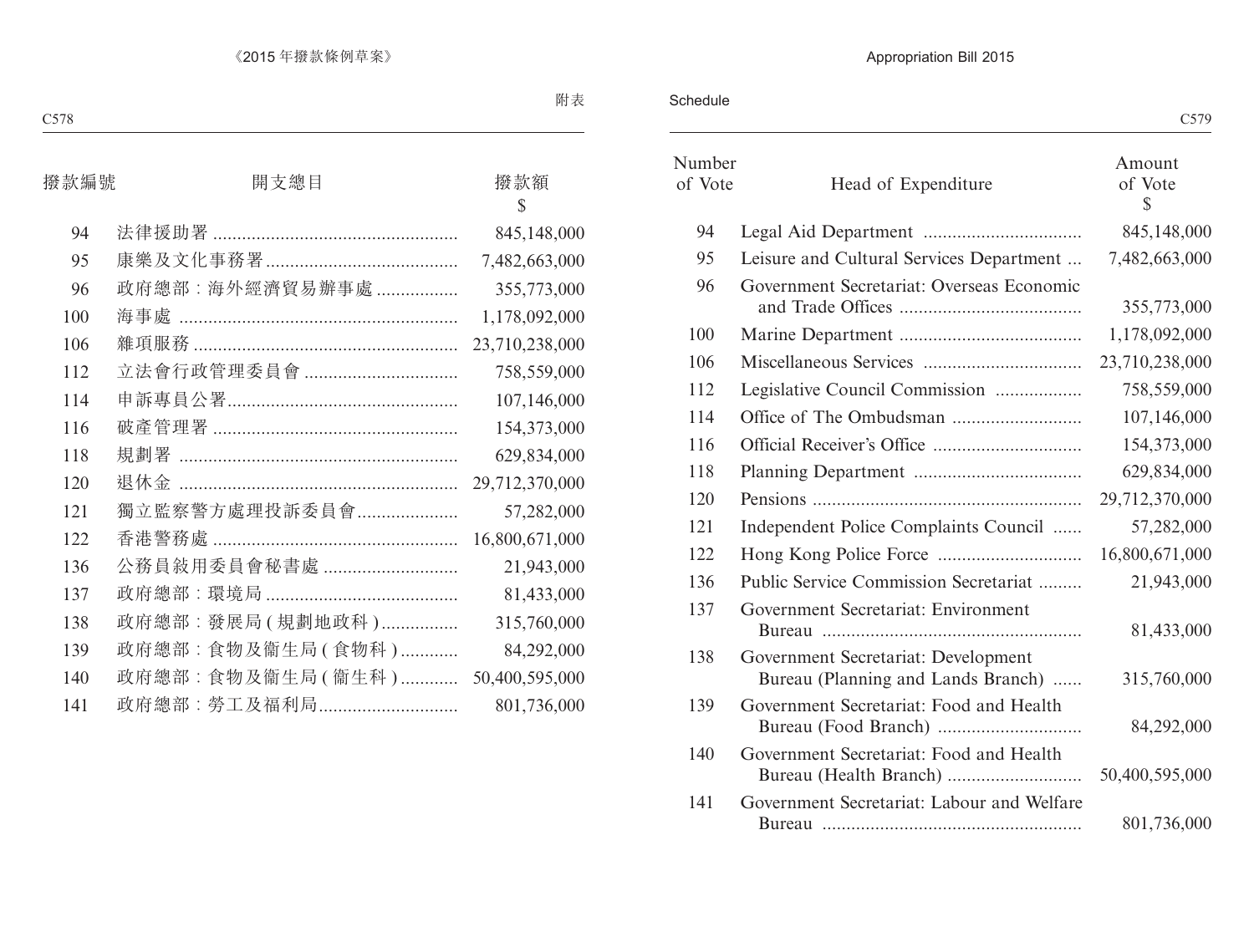附表

| 撥款編號 | 開支總目 | 撥款額 $ |
|---|---|---|
| 94 | 法律援助署 | 845,148,000 |
| 95 | 康樂及文化事務署 | 7,482,663,000 |
| 96 | 政府總部：海外經濟貿易辦事處 | 355,773,000 |
| 100 | 海事處 | 1,178,092,000 |
| 106 | 雜項服務 | 23,710,238,000 |
| 112 | 立法會行政管理委員會 | 758,559,000 |
| 114 | 申訴專員公署 | 107,146,000 |
| 116 | 破產管理署 | 154,373,000 |
| 118 | 規劃署 | 629,834,000 |
| 120 | 退休金 | 29,712,370,000 |
| 121 | 獨立監察警方處理投訴委員會 | 57,282,000 |
| 122 | 香港警務處 | 16,800,671,000 |
| 136 | 公務員敘用委員會秘書處 | 21,943,000 |
| 137 | 政府總部：環境局 | 81,433,000 |
| 138 | 政府總部：發展局 ( 規劃地政科 ) | 315,760,000 |
| 139 | 政府總部：食物及衞生局 ( 食物科 ) | 84,292,000 |
| 140 | 政府總部：食物及衞生局 ( 衞生科 ) | 50,400,595,000 |
| 141 | 政府總部：勞工及福利局 | 801,736,000 |

Schedule

| Number of Vote | Head of Expenditure | Amount of Vote $ |
|---|---|---|
| 94 | Legal Aid Department | 845,148,000 |
| 95 | Leisure and Cultural Services Department | 7,482,663,000 |
| 96 | Government Secretariat: Overseas Economic and Trade Offices | 355,773,000 |
| 100 | Marine Department | 1,178,092,000 |
| 106 | Miscellaneous Services | 23,710,238,000 |
| 112 | Legislative Council Commission | 758,559,000 |
| 114 | Office of The Ombudsman | 107,146,000 |
| 116 | Official Receiver's Office | 154,373,000 |
| 118 | Planning Department | 629,834,000 |
| 120 | Pensions | 29,712,370,000 |
| 121 | Independent Police Complaints Council | 57,282,000 |
| 122 | Hong Kong Police Force | 16,800,671,000 |
| 136 | Public Service Commission Secretariat | 21,943,000 |
| 137 | Government Secretariat: Environment Bureau | 81,433,000 |
| 138 | Government Secretariat: Development Bureau (Planning and Lands Branch) | 315,760,000 |
| 139 | Government Secretariat: Food and Health Bureau (Food Branch) | 84,292,000 |
| 140 | Government Secretariat: Food and Health Bureau (Health Branch) | 50,400,595,000 |
| 141 | Government Secretariat: Labour and Welfare Bureau | 801,736,000 |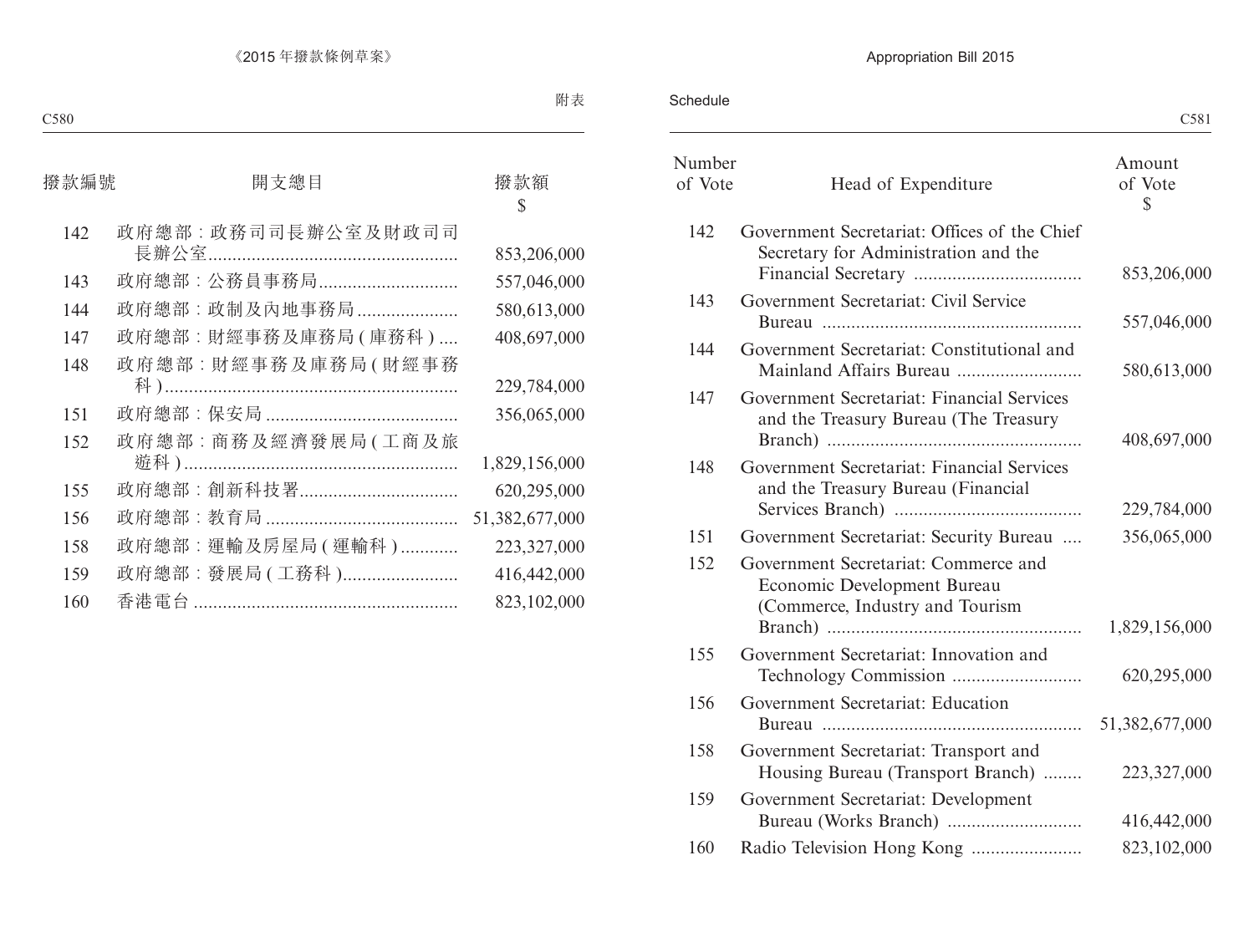附表

| 撥款編號 | 開支總目 | 撥款額 $ |
|---|---|---|
| 142 | 政府總部：政務司司長辦公室及財政司司長辦公室 | 853,206,000 |
| 143 | 政府總部：公務員事務局 | 557,046,000 |
| 144 | 政府總部：政制及內地事務局 | 580,613,000 |
| 147 | 政府總部：財經事務及庫務局 (庫務科) | 408,697,000 |
| 148 | 政府總部：財經事務及庫務局 (財經事務科) | 229,784,000 |
| 151 | 政府總部：保安局 | 356,065,000 |
| 152 | 政府總部：商務及經濟發展局 (工商及旅遊科) | 1,829,156,000 |
| 155 | 政府總部：創新科技署 | 620,295,000 |
| 156 | 政府總部：教育局 | 51,382,677,000 |
| 158 | 政府總部：運輸及房屋局 (運輸科) | 223,327,000 |
| 159 | 政府總部：發展局 (工務科) | 416,442,000 |
| 160 | 香港電台 | 823,102,000 |

Schedule

| Number of Vote | Head of Expenditure | Amount of Vote $ |
|---|---|---|
| 142 | Government Secretariat: Offices of the Chief Secretary for Administration and the Financial Secretary | 853,206,000 |
| 143 | Government Secretariat: Civil Service Bureau | 557,046,000 |
| 144 | Government Secretariat: Constitutional and Mainland Affairs Bureau | 580,613,000 |
| 147 | Government Secretariat: Financial Services and the Treasury Bureau (The Treasury Branch) | 408,697,000 |
| 148 | Government Secretariat: Financial Services and the Treasury Bureau (Financial Services Branch) | 229,784,000 |
| 151 | Government Secretariat: Security Bureau | 356,065,000 |
| 152 | Government Secretariat: Commerce and Economic Development Bureau (Commerce, Industry and Tourism Branch) | 1,829,156,000 |
| 155 | Government Secretariat: Innovation and Technology Commission | 620,295,000 |
| 156 | Government Secretariat: Education Bureau | 51,382,677,000 |
| 158 | Government Secretariat: Transport and Housing Bureau (Transport Branch) | 223,327,000 |
| 159 | Government Secretariat: Development Bureau (Works Branch) | 416,442,000 |
| 160 | Radio Television Hong Kong | 823,102,000 |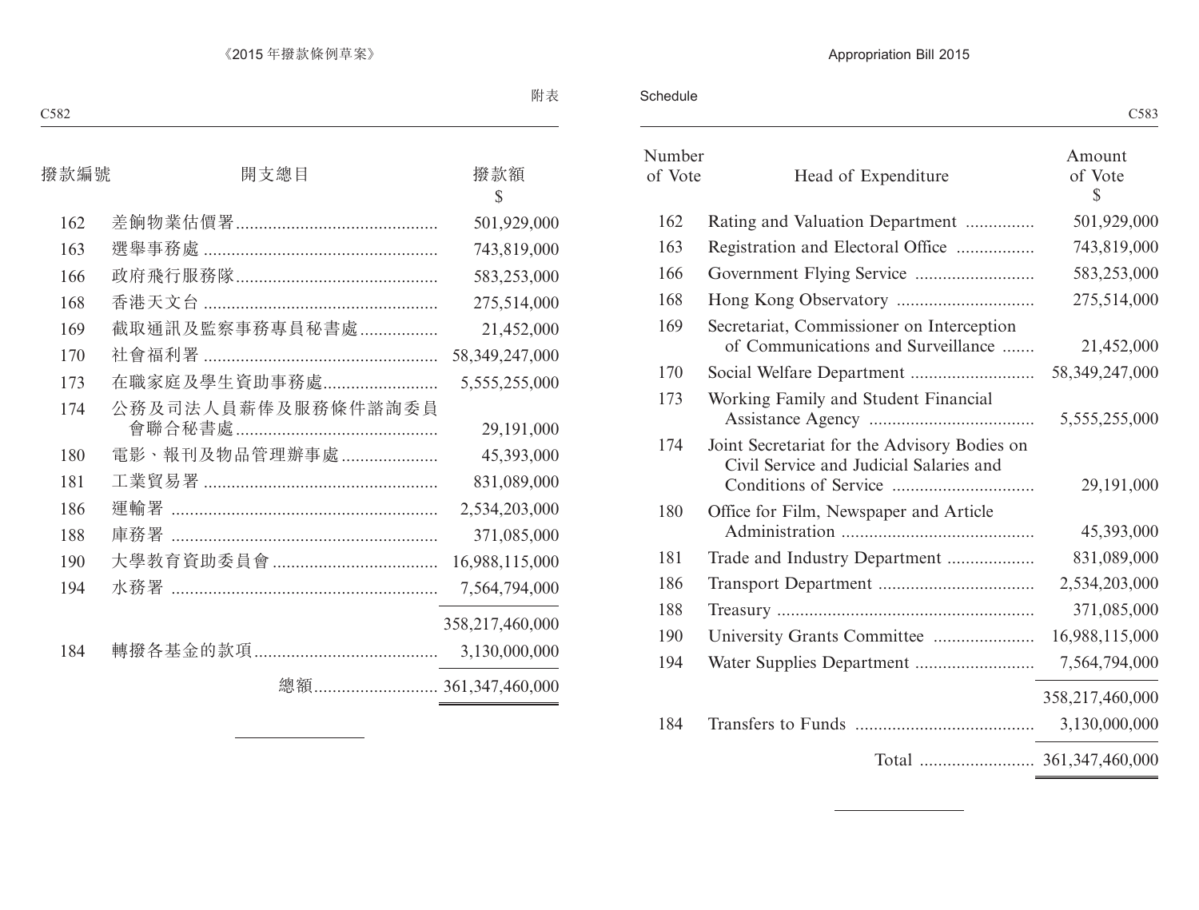附表

| 撥款編號 | 開支總目 | 撥款額 $ |
|---|---|---|
| 162 | 差餉物業估價署 | 501,929,000 |
| 163 | 選舉事務處 | 743,819,000 |
| 166 | 政府飛行服務隊 | 583,253,000 |
| 168 | 香港天文台 | 275,514,000 |
| 169 | 截取通訊及監察事務專員秘書處 | 21,452,000 |
| 170 | 社會福利署 | 58,349,247,000 |
| 173 | 在職家庭及學生資助事務處 | 5,555,255,000 |
| 174 | 公務及司法人員薪俸及服務條件諮詢委員會聯合秘書處 | 29,191,000 |
| 180 | 電影、報刊及物品管理辦事處 | 45,393,000 |
| 181 | 工業貿易署 | 831,089,000 |
| 186 | 運輸署 | 2,534,203,000 |
| 188 | 庫務署 | 371,085,000 |
| 190 | 大學教育資助委員會 | 16,988,115,000 |
| 194 | 水務署 | 7,564,794,000 |
| | | 358,217,460,000 |
| 184 | 轉撥各基金的款項 | 3,130,000,000 |
| | 總額 | 361,347,460,000 |

Schedule

| Number of Vote | Head of Expenditure | Amount of Vote $ |
|---|---|---|
| 162 | Rating and Valuation Department | 501,929,000 |
| 163 | Registration and Electoral Office | 743,819,000 |
| 166 | Government Flying Service | 583,253,000 |
| 168 | Hong Kong Observatory | 275,514,000 |
| 169 | Secretariat, Commissioner on Interception of Communications and Surveillance | 21,452,000 |
| 170 | Social Welfare Department | 58,349,247,000 |
| 173 | Working Family and Student Financial Assistance Agency | 5,555,255,000 |
| 174 | Joint Secretariat for the Advisory Bodies on Civil Service and Judicial Salaries and Conditions of Service | 29,191,000 |
| 180 | Office for Film, Newspaper and Article Administration | 45,393,000 |
| 181 | Trade and Industry Department | 831,089,000 |
| 186 | Transport Department | 2,534,203,000 |
| 188 | Treasury | 371,085,000 |
| 190 | University Grants Committee | 16,988,115,000 |
| 194 | Water Supplies Department | 7,564,794,000 |
| | | 358,217,460,000 |
| 184 | Transfers to Funds | 3,130,000,000 |
| | Total | 361,347,460,000 |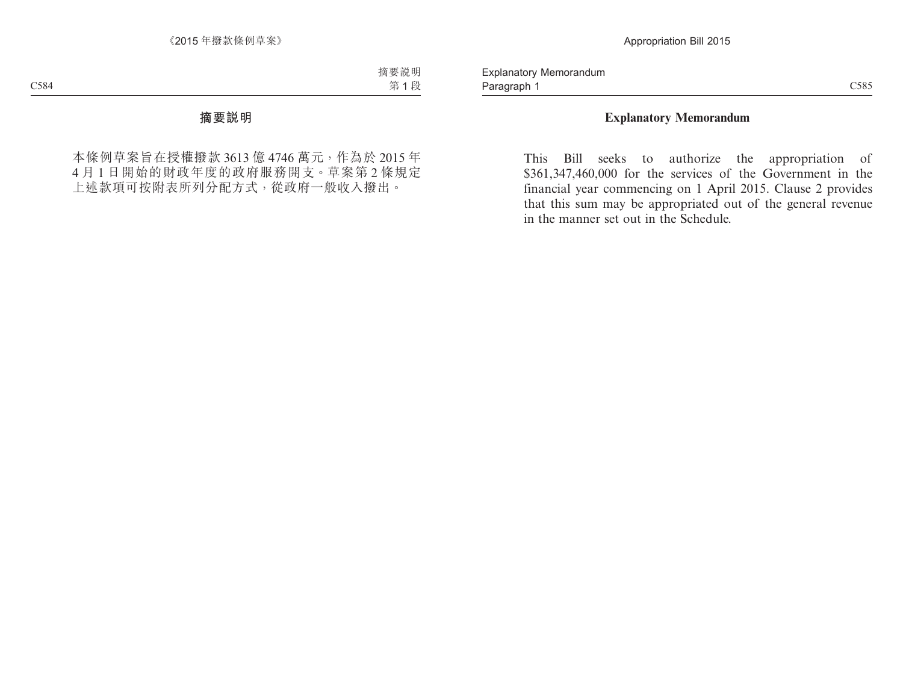# 摘要說明

本條例草案旨在授權撥款 3613 億 4746 萬元，作為於 2015 年 4 月 1 日開始的財政年度的政府服務開支。草案第 2 條規定上述款項可按附表所列分配方式，從政府一般收入撥出。

# Explanatory Memorandum

This Bill seeks to authorize the appropriation of $361,347,460,000 for the services of the Government in the financial year commencing on 1 April 2015. Clause 2 provides that this sum may be appropriated out of the general revenue in the manner set out in the Schedule.